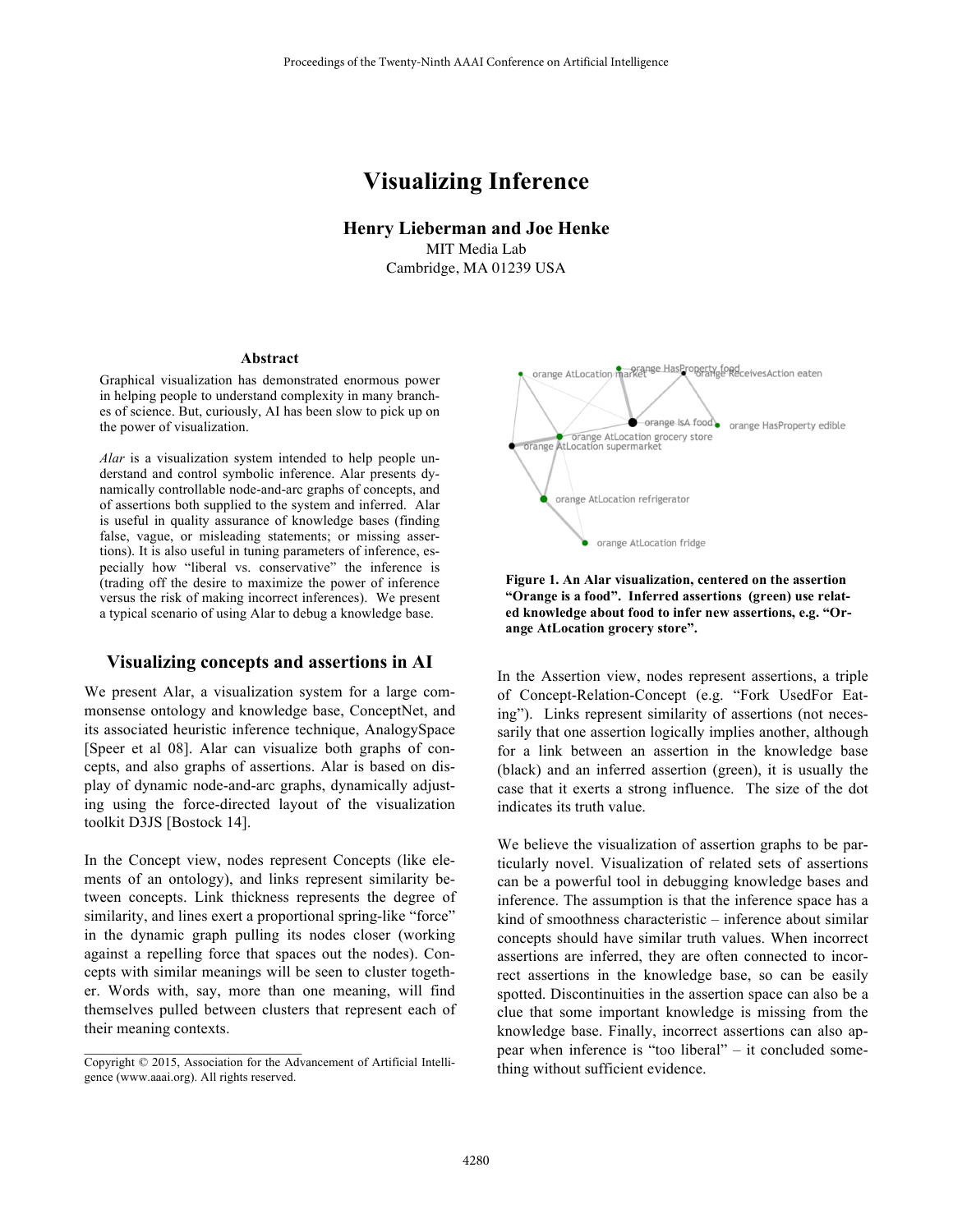# Visualizing Inference

**Henry Lieberman and Joe Henke**
MIT Media Lab
Cambridge, MA 01239 USA

### Abstract

Graphical visualization has demonstrated enormous power in helping people to understand complexity in many branches of science. But, curiously, AI has been slow to pick up on the power of visualization.

*Alar* is a visualization system intended to help people understand and control symbolic inference. Alar presents dynamically controllable node-and-arc graphs of concepts, and of assertions both supplied to the system and inferred. Alar is useful in quality assurance of knowledge bases (finding false, vague, or misleading statements; or missing assertions). It is also useful in tuning parameters of inference, especially how "liberal vs. conservative" the inference is (trading off the desire to maximize the power of inference versus the risk of making incorrect inferences). We present a typical scenario of using Alar to debug a knowledge base.

## Visualizing concepts and assertions in AI

We present Alar, a visualization system for a large commonsense ontology and knowledge base, ConceptNet, and its associated heuristic inference technique, AnalogySpace [Speer et al 08]. Alar can visualize both graphs of concepts, and also graphs of assertions. Alar is based on display of dynamic node-and-arc graphs, dynamically adjusting using the force-directed layout of the visualization toolkit D3JS [Bostock 14].

In the Concept view, nodes represent Concepts (like elements of an ontology), and links represent similarity between concepts. Link thickness represents the degree of similarity, and lines exert a proportional spring-like "force" in the dynamic graph pulling its nodes closer (working against a repelling force that spaces out the nodes). Concepts with similar meanings will be seen to cluster together. Words with, say, more than one meaning, will find themselves pulled between clusters that represent each of their meaning contexts.

Copyright © 2015, Association for the Advancement of Artificial Intelligence (www.aaai.org). All rights reserved.

**Figure 1. An Alar visualization, centered on the assertion "Orange is a food". Inferred assertions (green) use related knowledge about food to infer new assertions, e.g. "Orange AtLocation grocery store".**

In the Assertion view, nodes represent assertions, a triple of Concept-Relation-Concept (e.g. "Fork UsedFor Eating"). Links represent similarity of assertions (not necessarily that one assertion logically implies another, although for a link between an assertion in the knowledge base (black) and an inferred assertion (green), it is usually the case that it exerts a strong influence. The size of the dot indicates its truth value.

We believe the visualization of assertion graphs to be particularly novel. Visualization of related sets of assertions can be a powerful tool in debugging knowledge bases and inference. The assumption is that the inference space has a kind of smoothness characteristic – inference about similar concepts should have similar truth values. When incorrect assertions are inferred, they are often connected to incorrect assertions in the knowledge base, so can be easily spotted. Discontinuities in the assertion space can also be a clue that some important knowledge is missing from the knowledge base. Finally, incorrect assertions can also appear when inference is "too liberal" – it concluded something without sufficient evidence.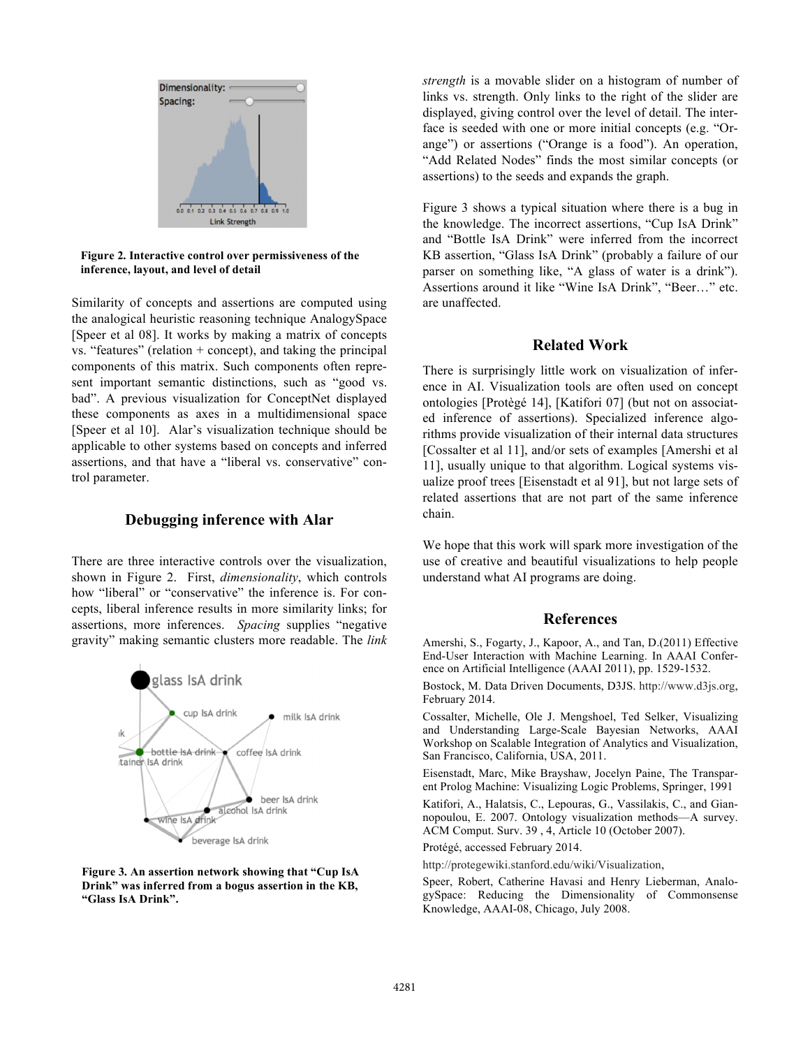Dimensionality:
Spacing:

0.0 0.1 0.2 0.3 0.4 0.5 0.6 0.7 0.8 0.9 1.0
Link Strength

**Figure 2. Interactive control over permissiveness of the inference, layout, and level of detail**

Similarity of concepts and assertions are computed using the analogical heuristic reasoning technique AnalogySpace [Speer et al 08]. It works by making a matrix of concepts vs. "features" (relation + concept), and taking the principal components of this matrix. Such components often represent important semantic distinctions, such as "good vs. bad". A previous visualization for ConceptNet displayed these components as axes in a multidimensional space [Speer et al 10]. Alar's visualization technique should be applicable to other systems based on concepts and inferred assertions, and that have a "liberal vs. conservative" control parameter.

## Debugging inference with Alar

There are three interactive controls over the visualization, shown in Figure 2. First, *dimensionality*, which controls how "liberal" or "conservative" the inference is. For concepts, liberal inference results in more similarity links; for assertions, more inferences. *Spacing* supplies "negative gravity" making semantic clusters more readable. The *link strength* is a movable slider on a histogram of number of links vs. strength. Only links to the right of the slider are displayed, giving control over the level of detail. The interface is seeded with one or more initial concepts (e.g. "Orange") or assertions ("Orange is a food"). An operation, "Add Related Nodes" finds the most similar concepts (or assertions) to the seeds and expands the graph.

glass IsA drink
cup IsA drink
milk IsA drink
bottle IsA drink
coffee IsA drink
tainer IsA drink
beer IsA drink
alcohol IsA drink
wine IsA drink
beverage IsA drink

**Figure 3. An assertion network showing that "Cup IsA Drink" was inferred from a bogus assertion in the KB, "Glass IsA Drink".**

Figure 3 shows a typical situation where there is a bug in the knowledge. The incorrect assertions, "Cup IsA Drink" and "Bottle IsA Drink" were inferred from the incorrect KB assertion, "Glass IsA Drink" (probably a failure of our parser on something like, "A glass of water is a drink"). Assertions around it like "Wine IsA Drink", "Beer…" etc. are unaffected.

## Related Work

There is surprisingly little work on visualization of inference in AI. Visualization tools are often used on concept ontologies [Protègé 14], [Katifori 07] (but not on associated inference of assertions). Specialized inference algorithms provide visualization of their internal data structures [Cossalter et al 11], and/or sets of examples [Amershi et al 11], usually unique to that algorithm. Logical systems visualize proof trees [Eisenstadt et al 91], but not large sets of related assertions that are not part of the same inference chain.

We hope that this work will spark more investigation of the use of creative and beautiful visualizations to help people understand what AI programs are doing.

## References

Amershi, S., Fogarty, J., Kapoor, A., and Tan, D.(2011) Effective End-User Interaction with Machine Learning. In AAAI Conference on Artificial Intelligence (AAAI 2011), pp. 1529-1532.

Bostock, M. Data Driven Documents, D3JS. http://www.d3js.org, February 2014.

Cossalter, Michelle, Ole J. Mengshoel, Ted Selker, Visualizing and Understanding Large-Scale Bayesian Networks, AAAI Workshop on Scalable Integration of Analytics and Visualization, San Francisco, California, USA, 2011.

Eisenstadt, Marc, Mike Brayshaw, Jocelyn Paine, The Transparent Prolog Machine: Visualizing Logic Problems, Springer, 1991

Katifori, A., Halatsis, C., Lepouras, G., Vassilakis, C., and Giannopoulou, E. 2007. Ontology visualization methods—A survey. ACM Comput. Surv. 39 , 4, Article 10 (October 2007).

Protégé, accessed February 2014.

http://protegewiki.stanford.edu/wiki/Visualization,

Speer, Robert, Catherine Havasi and Henry Lieberman, AnalogySpace: Reducing the Dimensionality of Commonsense Knowledge, AAAI-08, Chicago, July 2008.